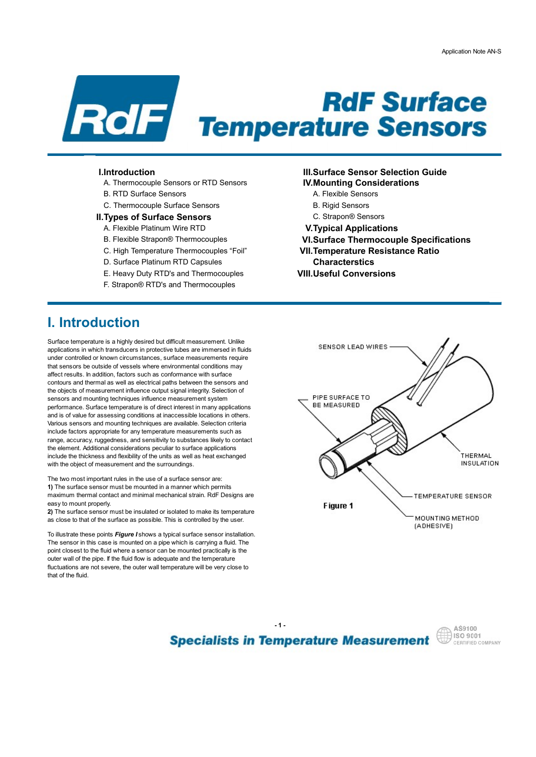# RdF Surface Temperature Sensors

**I. Introduction**
- A. Thermocouple Sensors or RTD Sensors
- B. RTD Surface Sensors
- C. Thermocouple Surface Sensors

**II. Types of Surface Sensors**
- A. Flexible Platinum Wire RTD
- B. Flexible Strapon® Thermocouples
- C. High Temperature Thermocouples "Foil"
- D. Surface Platinum RTD Capsules
- E. Heavy Duty RTD's and Thermocouples
- F. Strapon® RTD's and Thermocouples

**III. Surface Sensor Selection Guide**

**IV. Mounting Considerations**
- A. Flexible Sensors
- B. Rigid Sensors
- C. Strapon® Sensors

**V. Typical Applications**

**VI. Surface Thermocouple Specifications**

**VII. Temperature Resistance Ratio Charactersitics**

**VIII. Useful Conversions**

## I. Introduction

Surface temperature is a highly desired but difficult measurement. Unlike applications in which transducers in protective tubes are immersed in fluids under controlled or known circumstances, surface measurements require that sensors be outside of vessels where environmental conditions may affect results. In addition, factors such as conformance with surface contours and thermal as well as electrical paths between the sensors and the objects of measurement influence output signal integrity. Selection of sensors and mounting techniques influence measurement system performance. Surface temperature is of direct interest in many applications and is of value for assessing conditions at inaccessible locations in others. Various sensors and mounting techniques are available. Selection criteria include factors appropriate for any temperature measurements such as range, accuracy, ruggedness, and sensitivity to substances likely to contact the element. Additional considerations peculiar to surface applications include the thickness and flexibility of the units as well as heat exchanged with the object of measurement and the surroundings.

The two most important rules in the use of a surface sensor are:
**1)** The surface sensor must be mounted in a manner which permits maximum thermal contact and minimal mechanical strain. RdF Designs are easy to mount properly.
**2)** The surface sensor must be insulated or isolated to make its temperature as close to that of the surface as possible. This is controlled by the user.

To illustrate these points ***Figure I*** shows a typical surface sensor installation. The sensor in this case is mounted on a pipe which is carrying a fluid. The point closest to the fluid where a sensor can be mounted practically is the outer wall of the pipe. If the fluid flow is adequate and the temperature fluctuations are not severe, the outer wall temperature will be very close to that of the fluid.

SENSOR LEAD WIRES

PIPE SURFACE TO BE MEASURED

THERMAL INSULATION

TEMPERATURE SENSOR

MOUNTING METHOD (ADHESIVE)

**Figure 1**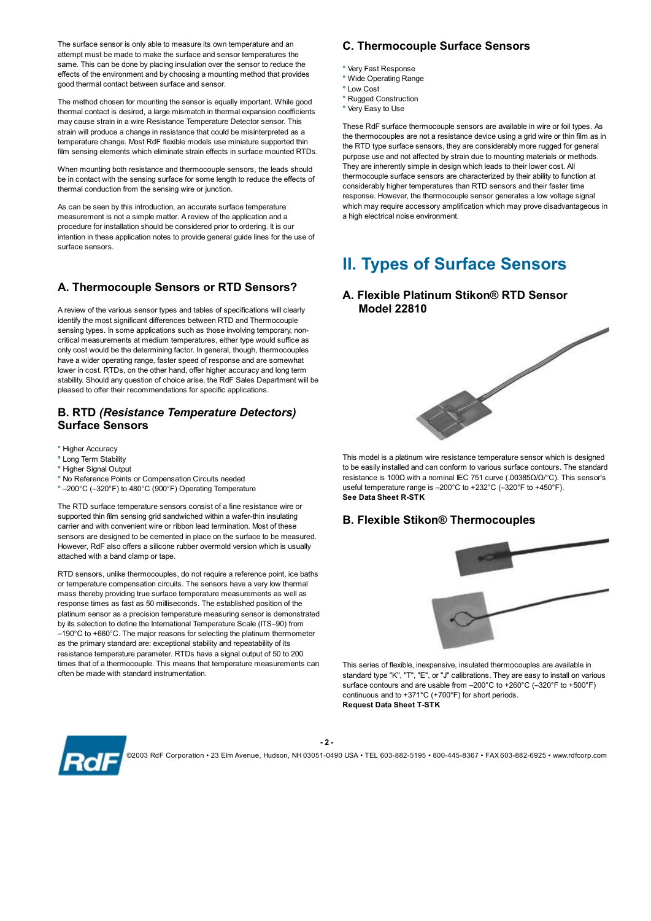The surface sensor is only able to measure its own temperature and an attempt must be made to make the surface and sensor temperatures the same. This can be done by placing insulation over the sensor to reduce the effects of the environment and by choosing a mounting method that provides good thermal contact between surface and sensor.

The method chosen for mounting the sensor is equally important. While good thermal contact is desired, a large mismatch in thermal expansion coefficients may cause strain in a wire Resistance Temperature Detector sensor. This strain will produce a change in resistance that could be misinterpreted as a temperature change. Most RdF flexible models use miniature supported thin film sensing elements which eliminate strain effects in surface mounted RTDs.

When mounting both resistance and thermocouple sensors, the leads should be in contact with the sensing surface for some length to reduce the effects of thermal conduction from the sensing wire or junction.

As can be seen by this introduction, an accurate surface temperature measurement is not a simple matter. A review of the application and a procedure for installation should be considered prior to ordering. It is our intention in these application notes to provide general guide lines for the use of surface sensors.

### A. Thermocouple Sensors or RTD Sensors?

A review of the various sensor types and tables of specifications will clearly identify the most significant differences between RTD and Thermocouple sensing types. In some applications such as those involving temporary, non-critical measurements at medium temperatures, either type would suffice as only cost would be the determining factor. In general, though, thermocouples have a wider operating range, faster speed of response and are somewhat lower in cost. RTDs, on the other hand, offer higher accuracy and long term stability. Should any question of choice arise, the RdF Sales Department will be pleased to offer their recommendations for specific applications.

### B. RTD *(Resistance Temperature Detectors)* Surface Sensors

- Higher Accuracy
- Long Term Stability
- Higher Signal Output
- No Reference Points or Compensation Circuits needed
- –200°C (–320°F) to 480°C (900°F) Operating Temperature

The RTD surface temperature sensors consist of a fine resistance wire or supported thin film sensing grid sandwiched within a wafer-thin insulating carrier and with convenient wire or ribbon lead termination. Most of these sensors are designed to be cemented in place on the surface to be measured. However, RdF also offers a silicone rubber overmold version which is usually attached with a band clamp or tape.

RTD sensors, unlike thermocouples, do not require a reference point, ice baths or temperature compensation circuits. The sensors have a very low thermal mass thereby providing true surface temperature measurements as well as response times as fast as 50 milliseconds. The established position of the platinum sensor as a precision temperature measuring sensor is demonstrated by its selection to define the International Temperature Scale (ITS–90) from –190°C to +660°C. The major reasons for selecting the platinum thermometer as the primary standard are: exceptional stability and repeatability of its resistance temperature parameter. RTDs have a signal output of 50 to 200 times that of a thermocouple. This means that temperature measurements can often be made with standard instrumentation.

### C. Thermocouple Surface Sensors

- Very Fast Response
- Wide Operating Range
- Low Cost
- Rugged Construction
- Very Easy to Use

These RdF surface thermocouple sensors are available in wire or foil types. As the thermocouples are not a resistance device using a grid wire or thin film as in the RTD type surface sensors, they are considerably more rugged for general purpose use and not affected by strain due to mounting materials or methods. They are inherently simple in design which leads to their lower cost. All thermocouple surface sensors are characterized by their ability to function at considerably higher temperatures than RTD sensors and their faster time response. However, the thermocouple sensor generates a low voltage signal which may require accessory amplification which may prove disadvantageous in a high electrical noise environment.

## II. Types of Surface Sensors

### A. Flexible Platinum Stikon® RTD Sensor Model 22810

This model is a platinum wire resistance temperature sensor which is designed to be easily installed and can conform to various surface contours. The standard resistance is 100Ω with a nominal IEC 751 curve (.00385Ω/Ω/°C). This sensor's useful temperature range is –200°C to +232°C (–320°F to +450°F).
**See Data Sheet R-STK**

### B. Flexible Stikon® Thermocouples

This series of flexible, inexpensive, insulated thermocouples are available in standard type "K", "T", "E", or "J" calibrations. They are easy to install on various surface contours and are usable from –200°C to +260°C (–320°F to +500°F) continuous and to +371°C (+700°F) for short periods.
**Request Data Sheet T-STK**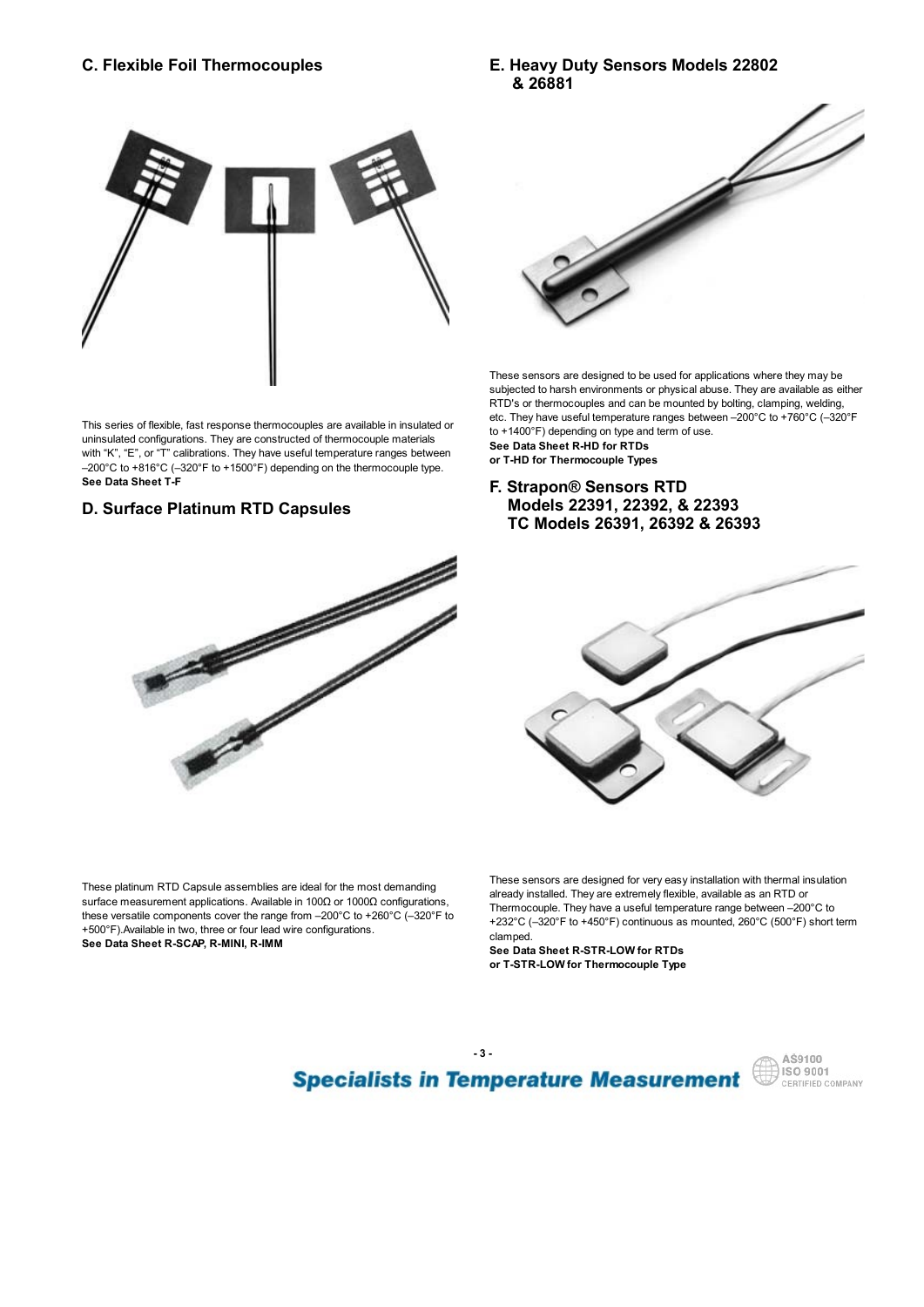## C. Flexible Foil Thermocouples

This series of flexible, fast response thermocouples are available in insulated or uninsulated configurations. They are constructed of thermocouple materials with "K", "E", or "T" calibrations. They have useful temperature ranges between –200°C to +816°C (–320°F to +1500°F) depending on the thermocouple type.
**See Data Sheet T-F**

## D. Surface Platinum RTD Capsules

These platinum RTD Capsule assemblies are ideal for the most demanding surface measurement applications. Available in 100Ω or 1000Ω configurations, these versatile components cover the range from –200°C to +260°C (–320°F to +500°F).Available in two, three or four lead wire configurations.
**See Data Sheet R-SCAP, R-MINI, R-IMM**

## E. Heavy Duty Sensors Models 22802 & 26881

These sensors are designed to be used for applications where they may be subjected to harsh environments or physical abuse. They are available as either RTD's or thermocouples and can be mounted by bolting, clamping, welding, etc. They have useful temperature ranges between –200°C to +760°C (–320°F to +1400°F) depending on type and term of use.
**See Data Sheet R-HD for RTDs**
**or T-HD for Thermocouple Types**

## F. Strapon® Sensors RTD Models 22391, 22392, & 22393 TC Models 26391, 26392 & 26393

These sensors are designed for very easy installation with thermal insulation already installed. They are extremely flexible, available as an RTD or Thermocouple. They have a useful temperature range between –200°C to +232°C (–320°F to +450°F) continuous as mounted, 260°C (500°F) short term clamped.
**See Data Sheet R-STR-LOW for RTDs**
**or T-STR-LOW for Thermocouple Type**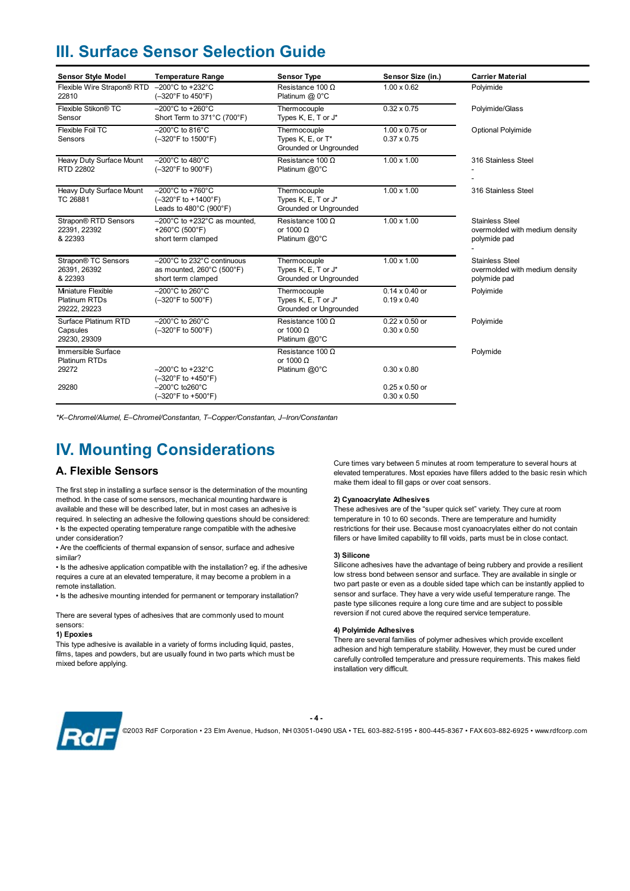# III. Surface Sensor Selection Guide

| Sensor Style Model | Temperature Range | Sensor Type | Sensor Size (in.) | Carrier Material |
|---|---|---|---|---|
| Flexible Wire Strapon® RTD 22810 | –200°C to +232°C (–320°F to 450°F) | Resistance 100 Ω Platinum @ 0°C | 1.00 x 0.62 | Polyimide |
| Flexible Stikon® TC Sensor | –200°C to +260°C Short Term to 371°C (700°F) | Thermocouple Types K, E, T or J* | 0.32 x 0.75 | Polyimide/Glass |
| Flexible Foil TC Sensors | –200°C to 816°C (–320°F to 1500°F) | Thermocouple Types K, E, or T* Grounded or Ungrounded | 1.00 x 0.75 or 0.37 x 0.75 | Optional Polyimide |
| Heavy Duty Surface Mount RTD 22802 | –200°C to 480°C (–320°F to 900°F) | Resistance 100 Ω Platinum @0°C | 1.00 x 1.00 | 316 Stainless Steel - - |
| Heavy Duty Surface Mount TC 26881 | –200°C to +760°C (–320°F to +1400°F) Leads to 480°C (900°F) | Thermocouple Types K, E, T or J* Grounded or Ungrounded | 1.00 x 1.00 | 316 Stainless Steel |
| Strapon® RTD Sensors 22391, 22392 & 22393 | –200°C to +232°C as mounted, +260°C (500°F) short term clamped | Resistance 100 Ω or 1000 Ω Platinum @0°C | 1.00 x 1.00 | Stainless Steel overmolded with medium density polymide pad - |
| Strapon® TC Sensors 26391, 26392 & 22393 | –200°C to 232°C continuous as mounted, 260°C (500°F) short term clamped | Thermocouple Types K, E, T or J* Grounded or Ungrounded | 1.00 x 1.00 | Stainless Steel overmolded with medium density polymide pad |
| Miniature Flexible Platinum RTDs 29222, 29223 | –200°C to 260°C (–320°F to 500°F) | Thermocouple Types K, E, T or J* Grounded or Ungrounded | 0.14 x 0.40 or 0.19 x 0.40 | Polyimide |
| Surface Platinum RTD Capsules 29230, 29309 | –200°C to 260°C (–320°F to 500°F) | Resistance 100 Ω or 1000 Ω Platinum @0°C | 0.22 x 0.50 or 0.30 x 0.50 | Polyimide |
| Immersible Surface Platinum RTDs 29272 29280 | –200°C to +232°C (–320°F to +450°F) –200°C to260°C (–320°F to +500°F) | Resistance 100 Ω or 1000 Ω Platinum @0°C | 0.30 x 0.80 0.25 x 0.50 or 0.30 x 0.50 | Polymide |

*\*K–Chromel/Alumel, E–Chromel/Constantan, T–Copper/Constantan, J–Iron/Constantan*

# IV. Mounting Considerations

## A. Flexible Sensors

The first step in installing a surface sensor is the determination of the mounting method. In the case of some sensors, mechanical mounting hardware is available and these will be described later, but in most cases an adhesive is required. In selecting an adhesive the following questions should be considered:

• Is the expected operating temperature range compatible with the adhesive under consideration?

• Are the coefficients of thermal expansion of sensor, surface and adhesive similar?

• Is the adhesive application compatible with the installation? eg. if the adhesive requires a cure at an elevated temperature, it may become a problem in a remote installation.

• Is the adhesive mounting intended for permanent or temporary installation?

There are several types of adhesives that are commonly used to mount sensors:

**1) Epoxies**

This type adhesive is available in a variety of forms including liquid, pastes, films, tapes and powders, but are usually found in two parts which must be mixed before applying. Cure times vary between 5 minutes at room temperature to several hours at elevated temperatures. Most epoxies have fillers added to the basic resin which make them ideal to fill gaps or over coat sensors.

**2) Cyanoacrylate Adhesives**

These adhesives are of the "super quick set" variety. They cure at room temperature in 10 to 60 seconds. There are temperature and humidity restrictions for their use. Because most cyanoacrylates either do not contain fillers or have limited capability to fill voids, parts must be in close contact.

**3) Silicone**

Silicone adhesives have the advantage of being rubbery and provide a resilient low stress bond between sensor and surface. They are available in single or two part paste or even as a double sided tape which can be instantly applied to sensor and surface. They have a very wide useful temperature range. The paste type silicones require a long cure time and are subject to possible reversion if not cured above the required service temperature.

**4) Polyimide Adhesives**

There are several families of polymer adhesives which provide excellent adhesion and high temperature stability. However, they must be cured under carefully controlled temperature and pressure requirements. This makes field installation very difficult.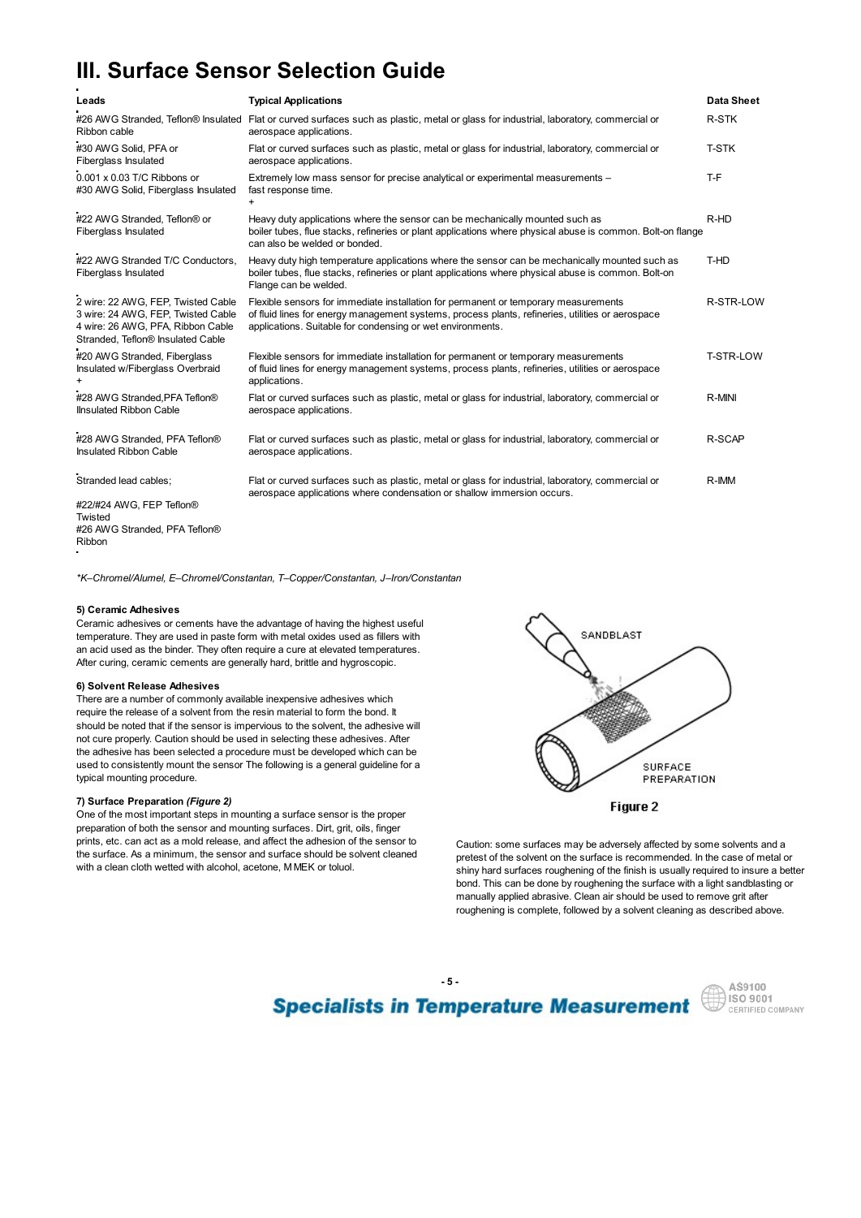# III. Surface Sensor Selection Guide

| Leads | Typical Applications | Data Sheet |
|---|---|---|
| #26 AWG Stranded, Teflon® Insulated Ribbon cable | Flat or curved surfaces such as plastic, metal or glass for industrial, laboratory, commercial or aerospace applications. | R-STK |
| #30 AWG Solid, PFA or Fiberglass Insulated | Flat or curved surfaces such as plastic, metal or glass for industrial, laboratory, commercial or aerospace applications. | T-STK |
| 0.001 x 0.03 T/C Ribbons or #30 AWG Solid, Fiberglass Insulated | Extremely low mass sensor for precise analytical or experimental measurements – fast response time. + | T-F |
| #22 AWG Stranded, Teflon® or Fiberglass Insulated | Heavy duty applications where the sensor can be mechanically mounted such as boiler tubes, flue stacks, refineries or plant applications where physical abuse is common. Bolt-on flange can also be welded or bonded. | R-HD |
| #22 AWG Stranded T/C Conductors, Fiberglass Insulated | Heavy duty high temperature applications where the sensor can be mechanically mounted such as boiler tubes, flue stacks, refineries or plant applications where physical abuse is common. Bolt-on Flange can be welded. | T-HD |
| 2 wire: 22 AWG, FEP, Twisted Cable 3 wire: 24 AWG, FEP, Twisted Cable 4 wire: 26 AWG, PFA, Ribbon Cable Stranded, Teflon® Insulated Cable | Flexible sensors for immediate installation for permanent or temporary measurements of fluid lines for energy management systems, process plants, refineries, utilities or aerospace applications. Suitable for condensing or wet environments. | R-STR-LOW |
| #20 AWG Stranded, Fiberglass Insulated w/Fiberglass Overbraid + | Flexible sensors for immediate installation for permanent or temporary measurements of fluid lines for energy management systems, process plants, refineries, utilities or aerospace applications. | T-STR-LOW |
| #28 AWG Stranded,PFA Teflon® Ilnsulated Ribbon Cable | Flat or curved surfaces such as plastic, metal or glass for industrial, laboratory, commercial or aerospace applications. | R-MINI |
| #28 AWG Stranded, PFA Teflon® Insulated Ribbon Cable | Flat or curved surfaces such as plastic, metal or glass for industrial, laboratory, commercial or aerospace applications. | R-SCAP |
| Stranded lead cables; #22/#24 AWG, FEP Teflon® Twisted #26 AWG Stranded, PFA Teflon® Ribbon | Flat or curved surfaces such as plastic, metal or glass for industrial, laboratory, commercial or aerospace applications where condensation or shallow immersion occurs. | R-IMM |

*\*K–Chromel/Alumel, E–Chromel/Constantan, T–Copper/Constantan, J–Iron/Constantan*

**5) Ceramic Adhesives**

Ceramic adhesives or cements have the advantage of having the highest useful temperature. They are used in paste form with metal oxides used as fillers with an acid used as the binder. They often require a cure at elevated temperatures. After curing, ceramic cements are generally hard, brittle and hygroscopic.

**6) Solvent Release Adhesives**

There are a number of commonly available inexpensive adhesives which require the release of a solvent from the resin material to form the bond. It should be noted that if the sensor is impervious to the solvent, the adhesive will not cure properly. Caution should be used in selecting these adhesives. After the adhesive has been selected a procedure must be developed which can be used to consistently mount the sensor The following is a general guideline for a typical mounting procedure.

**7) Surface Preparation *(Figure 2)***

One of the most important steps in mounting a surface sensor is the proper preparation of both the sensor and mounting surfaces. Dirt, grit, oils, finger prints, etc. can act as a mold release, and affect the adhesion of the sensor to the surface. As a minimum, the sensor and surface should be solvent cleaned with a clean cloth wetted with alcohol, acetone, MMEK or toluol.

SANDBLAST

SURFACE PREPARATION

**Figure 2**

Caution: some surfaces may be adversely affected by some solvents and a pretest of the solvent on the surface is recommended. In the case of metal or shiny hard surfaces roughening of the finish is usually required to insure a better bond. This can be done by roughening the surface with a light sandblasting or manually applied abrasive. Clean air should be used to remove grit after roughening is complete, followed by a solvent cleaning as described above.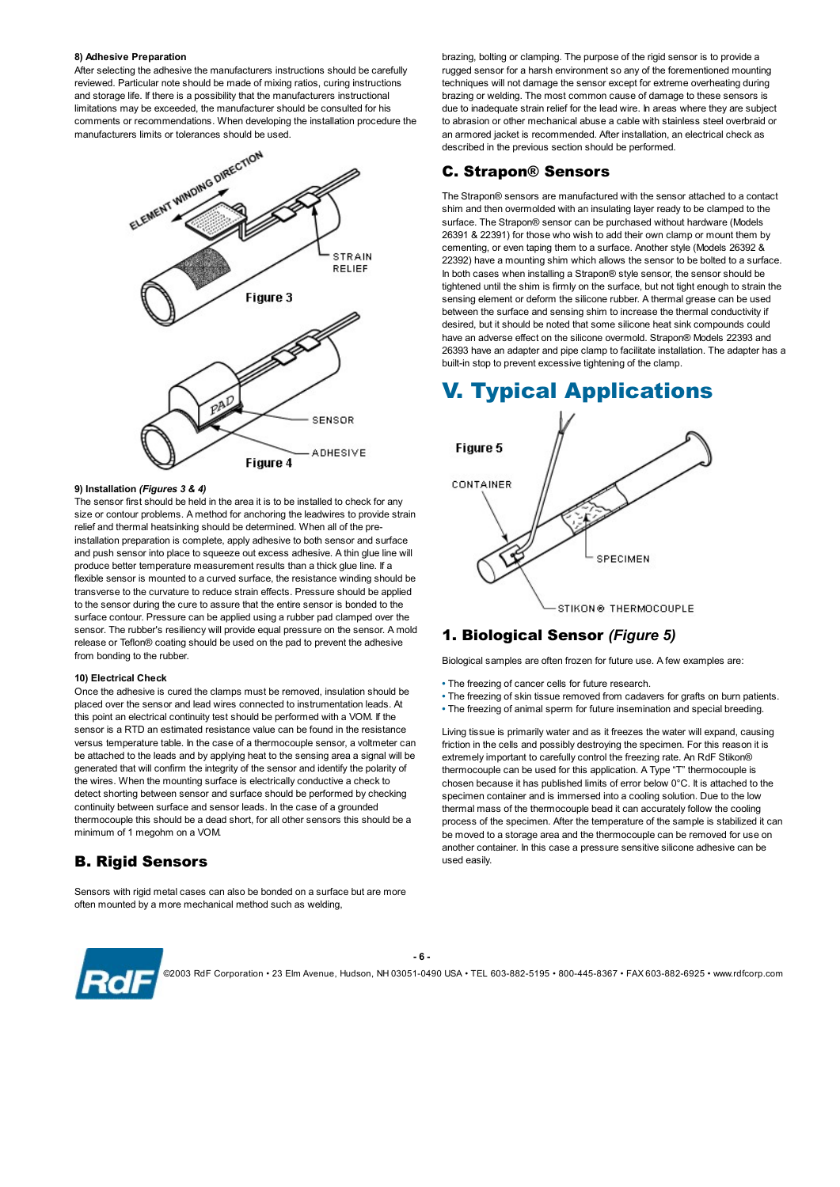**8) Adhesive Preparation**

After selecting the adhesive the manufacturers instructions should be carefully reviewed. Particular note should be made of mixing ratios, curing instructions and storage life. If there is a possibility that the manufacturers instructional limitations may be exceeded, the manufacturer should be consulted for his comments or recommendations. When developing the installation procedure the manufacturers limits or tolerances should be used.

Figure 3

Figure 4

**9) Installation *(Figures 3 & 4)***

The sensor first should be held in the area it is to be installed to check for any size or contour problems. A method for anchoring the leadwires to provide strain relief and thermal heatsinking should be determined. When all of the pre-installation preparation is complete, apply adhesive to both sensor and surface and push sensor into place to squeeze out excess adhesive. A thin glue line will produce better temperature measurement results than a thick glue line. If a flexible sensor is mounted to a curved surface, the resistance winding should be transverse to the curvature to reduce strain effects. Pressure should be applied to the sensor during the cure to assure that the entire sensor is bonded to the surface contour. Pressure can be applied using a rubber pad clamped over the sensor. The rubber's resiliency will provide equal pressure on the sensor. A mold release or Teflon® coating should be used on the pad to prevent the adhesive from bonding to the rubber.

**10) Electrical Check**

Once the adhesive is cured the clamps must be removed, insulation should be placed over the sensor and lead wires connected to instrumentation leads. At this point an electrical continuity test should be performed with a VOM. If the sensor is a RTD an estimated resistance value can be found in the resistance versus temperature table. In the case of a thermocouple sensor, a voltmeter can be attached to the leads and by applying heat to the sensing area a signal will be generated that will confirm the integrity of the sensor and identify the polarity of the wires. When the mounting surface is electrically conductive a check to detect shorting between sensor and surface should be performed by checking continuity between surface and sensor leads. In the case of a grounded thermocouple this should be a dead short, for all other sensors this should be a minimum of 1 megohm on a VOM.

## B. Rigid Sensors

Sensors with rigid metal cases can also be bonded on a surface but are more often mounted by a more mechanical method such as welding, brazing, bolting or clamping. The purpose of the rigid sensor is to provide a rugged sensor for a harsh environment so any of the forementioned mounting techniques will not damage the sensor except for extreme overheating during brazing or welding. The most common cause of damage to these sensors is due to inadequate strain relief for the lead wire. In areas where they are subject to abrasion or other mechanical abuse a cable with stainless steel overbraid or an armored jacket is recommended. After installation, an electrical check as described in the previous section should be performed.

## C. Strapon® Sensors

The Strapon® sensors are manufactured with the sensor attached to a contact shim and then overmolded with an insulating layer ready to be clamped to the surface. The Strapon® sensor can be purchased without hardware (Models 26391 & 22391) for those who wish to add their own clamp or mount them by cementing, or even taping them to a surface. Another style (Models 26392 & 22392) have a mounting shim which allows the sensor to be bolted to a surface. In both cases when installing a Strapon® style sensor, the sensor should be tightened until the shim is firmly on the surface, but not tight enough to strain the sensing element or deform the silicone rubber. A thermal grease can be used between the surface and sensing shim to increase the thermal conductivity if desired, but it should be noted that some silicone heat sink compounds could have an adverse effect on the silicone overmold. Strapon® Models 22393 and 26393 have an adapter and pipe clamp to facilitate installation. The adapter has a built-in stop to prevent excessive tightening of the clamp.

# V. Typical Applications

Figure 5

## 1. Biological Sensor *(Figure 5)*

Biological samples are often frozen for future use. A few examples are:

- The freezing of cancer cells for future research.
- The freezing of skin tissue removed from cadavers for grafts on burn patients.
- The freezing of animal sperm for future insemination and special breeding.

Living tissue is primarily water and as it freezes the water will expand, causing friction in the cells and possibly destroying the specimen. For this reason it is extremely important to carefully control the freezing rate. An RdF Stikon® thermocouple can be used for this application. A Type "T" thermocouple is chosen because it has published limits of error below 0°C. It is attached to the specimen container and is immersed into a cooling solution. Due to the low thermal mass of the thermocouple bead it can accurately follow the cooling process of the specimen. After the temperature of the sample is stabilized it can be moved to a storage area and the thermocouple can be removed for use on another container. In this case a pressure sensitive silicone adhesive can be used easily.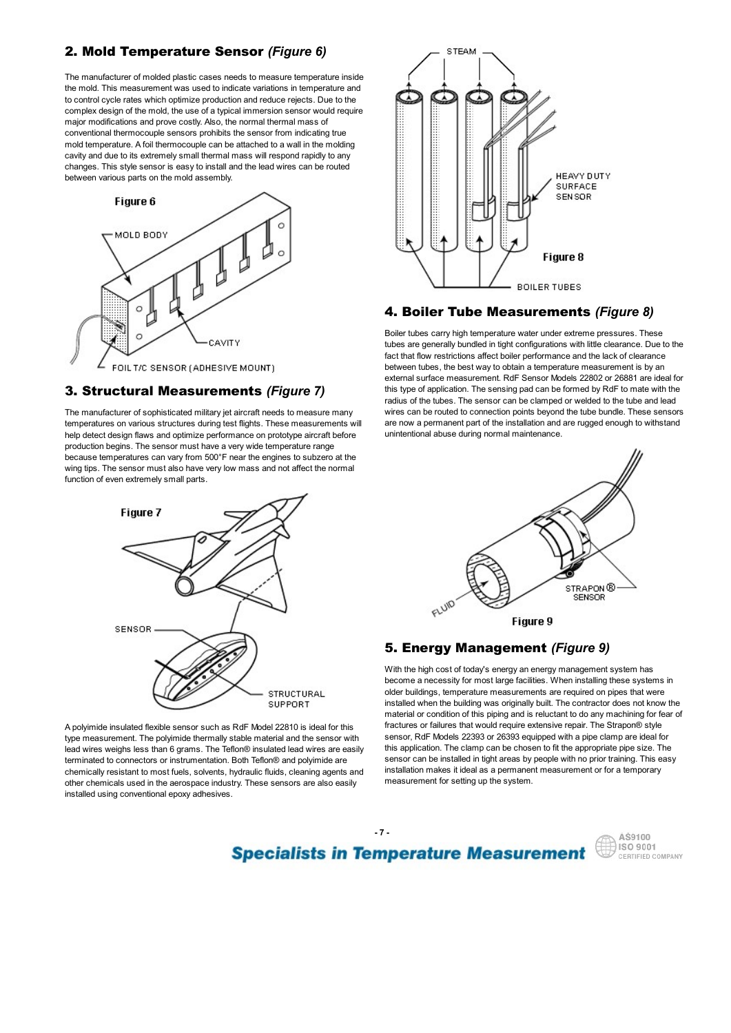## 2. Mold Temperature Sensor *(Figure 6)*

The manufacturer of molded plastic cases needs to measure temperature inside the mold. This measurement was used to indicate variations in temperature and to control cycle rates which optimize production and reduce rejects. Due to the complex design of the mold, the use of a typical immersion sensor would require major modifications and prove costly. Also, the normal thermal mass of conventional thermocouple sensors prohibits the sensor from indicating true mold temperature. A foil thermocouple can be attached to a wall in the molding cavity and due to its extremely small thermal mass will respond rapidly to any changes. This style sensor is easy to install and the lead wires can be routed between various parts on the mold assembly.

Figure 6

## 3. Structural Measurements *(Figure 7)*

The manufacturer of sophisticated military jet aircraft needs to measure many temperatures on various structures during test flights. These measurements will help detect design flaws and optimize performance on prototype aircraft before production begins. The sensor must have a very wide temperature range because temperatures can vary from 500°F near the engines to subzero at the wing tips. The sensor must also have very low mass and not affect the normal function of even extremely small parts.

Figure 7

A polyimide insulated flexible sensor such as RdF Model 22810 is ideal for this type measurement. The polyimide thermally stable material and the sensor with lead wires weighs less than 6 grams. The Teflon® insulated lead wires are easily terminated to connectors or instrumentation. Both Teflon® and polyimide are chemically resistant to most fuels, solvents, hydraulic fluids, cleaning agents and other chemicals used in the aerospace industry. These sensors are also easily installed using conventional epoxy adhesives.

Figure 8

## 4. Boiler Tube Measurements *(Figure 8)*

Boiler tubes carry high temperature water under extreme pressures. These tubes are generally bundled in tight configurations with little clearance. Due to the fact that flow restrictions affect boiler performance and the lack of clearance between tubes, the best way to obtain a temperature measurement is by an external surface measurement. RdF Sensor Models 22802 or 26881 are ideal for this type of application. The sensing pad can be formed by RdF to mate with the radius of the tubes. The sensor can be clamped or welded to the tube and lead wires can be routed to connection points beyond the tube bundle. These sensors are now a permanent part of the installation and are rugged enough to withstand unintentional abuse during normal maintenance.

Figure 9

## 5. Energy Management *(Figure 9)*

With the high cost of today's energy an energy management system has become a necessity for most large facilities. When installing these systems in older buildings, temperature measurements are required on pipes that were installed when the building was originally built. The contractor does not know the material or condition of this piping and is reluctant to do any machining for fear of fractures or failures that would require extensive repair. The Strapon® style sensor, RdF Models 22393 or 26393 equipped with a pipe clamp are ideal for this application. The clamp can be chosen to fit the appropriate pipe size. The sensor can be installed in tight areas by people with no prior training. This easy installation makes it ideal as a permanent measurement or for a temporary measurement for setting up the system.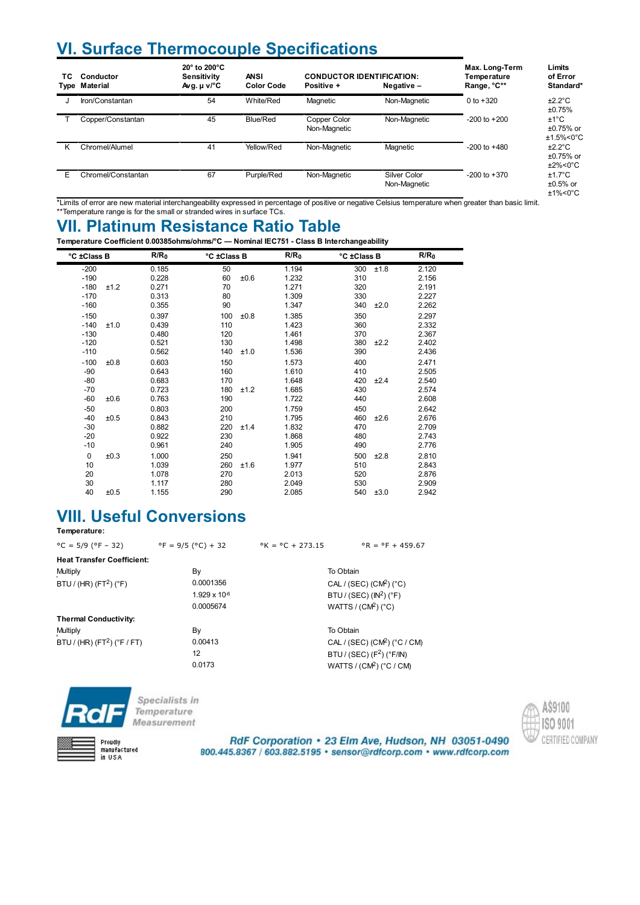# VI. Surface Thermocouple Specifications

| TC Type | Conductor Material | 20° to 200°C Sensitivity Avg. µ v/°C | ANSI Color Code | CONDUCTOR IDENTIFICATION: Positive + | Negative – | Max. Long-Term Temperature Range, °C** | Limits of Error Standard* |
|---|---|---|---|---|---|---|---|
| J | Iron/Constantan | 54 | White/Red | Magnetic | Non-Magnetic | 0 to +320 | ±2.2°C ±0.75% |
| T | Copper/Constantan | 45 | Blue/Red | Copper Color Non-Magnetic | Non-Magnetic | -200 to +200 | ±1°C ±0.75% or ±1.5%<0°C |
| K | Chromel/Alumel | 41 | Yellow/Red | Non-Magnetic | Magnetic | -200 to +480 | ±2.2°C ±0.75% or ±2%<0°C |
| E | Chromel/Constantan | 67 | Purple/Red | Non-Magnetic | Silver Color Non-Magnetic | -200 to +370 | ±1.7°C ±0.5% or ±1%<0°C |

*Limits of error are new material interchangeability expressed in percentage of positive or negative Celsius temperature when greater than basic limit.
**Temperature range is for the small or stranded wires in surface TCs.

# VII. Platinum Resistance Ratio Table

**Temperature Coefficient 0.00385ohms/ohms/°C — Nominal IEC751 - Class B Interchangeability**

| °C | ±Class B | $R/R_0$ | °C | ±Class B | $R/R_0$ | °C | ±Class B | $R/R_0$ |
|---|---|---|---|---|---|---|---|---|
| -200 | | 0.185 | 50 | | 1.194 | 300 | ±1.8 | 2.120 |
| -190 | | 0.228 | 60 | ±0.6 | 1.232 | 310 | | 2.156 |
| -180 | ±1.2 | 0.271 | 70 | | 1.271 | 320 | | 2.191 |
| -170 | | 0.313 | 80 | | 1.309 | 330 | | 2.227 |
| -160 | | 0.355 | 90 | | 1.347 | 340 | ±2.0 | 2.262 |
| -150 | | 0.397 | 100 | ±0.8 | 1.385 | 350 | | 2.297 |
| -140 | ±1.0 | 0.439 | 110 | | 1.423 | 360 | | 2.332 |
| -130 | | 0.480 | 120 | | 1.461 | 370 | | 2.367 |
| -120 | | 0.521 | 130 | | 1.498 | 380 | ±2.2 | 2.402 |
| -110 | | 0.562 | 140 | ±1.0 | 1.536 | 390 | | 2.436 |
| -100 | ±0.8 | 0.603 | 150 | | 1.573 | 400 | | 2.471 |
| -90 | | 0.643 | 160 | | 1.610 | 410 | | 2.505 |
| -80 | | 0.683 | 170 | | 1.648 | 420 | ±2.4 | 2.540 |
| -70 | | 0.723 | 180 | ±1.2 | 1.685 | 430 | | 2.574 |
| -60 | ±0.6 | 0.763 | 190 | | 1.722 | 440 | | 2.608 |
| -50 | | 0.803 | 200 | | 1.759 | 450 | | 2.642 |
| -40 | ±0.5 | 0.843 | 210 | | 1.795 | 460 | ±2.6 | 2.676 |
| -30 | | 0.882 | 220 | ±1.4 | 1.832 | 470 | | 2.709 |
| -20 | | 0.922 | 230 | | 1.868 | 480 | | 2.743 |
| -10 | | 0.961 | 240 | | 1.905 | 490 | | 2.776 |
| 0 | ±0.3 | 1.000 | 250 | | 1.941 | 500 | ±2.8 | 2.810 |
| 10 | | 1.039 | 260 | ±1.6 | 1.977 | 510 | | 2.843 |
| 20 | | 1.078 | 270 | | 2.013 | 520 | | 2.876 |
| 30 | | 1.117 | 280 | | 2.049 | 530 | | 2.909 |
| 40 | ±0.5 | 1.155 | 290 | | 2.085 | 540 | ±3.0 | 2.942 |

# VIII. Useful Conversions

**Temperature:**

°C = 5/9 (°F – 32) °F = 9/5 (°C) + 32 °K = °C + 273.15 °R = °F + 459.67

**Heat Transfer Coefficient:**

| Multiply | By | To Obtain |
|---|---|---|
| BTU / (HR) (FT$^2$) (°F) | 0.0001356 | CAL / (SEC) (CM$^2$) (°C) |
| | 1.929 x $10^{-6}$ | BTU / (SEC) (IN$^2$) (°F) |
| | 0.0005674 | WATTS / (CM$^2$) (°C) |

**Thermal Conductivity:**

| Multiply | By | To Obtain |
|---|---|---|
| BTU / (HR) (FT$^2$) (°F / FT) | 0.00413 | CAL / (SEC) (CM$^2$) (°C / CM) |
| | 12 | BTU / (SEC) (F$^2$) (°F/IN) |
| | 0.0173 | WATTS / (CM$^2$) (°C / CM) |

RdF Specialists in Temperature Measurement

Proudly manufactured in USA

RdF Corporation • 23 Elm Ave, Hudson, NH 03051-0490
800.445.8367 / 603.882.5195 • sensor@rdfcorp.com • www.rdfcorp.com

AS9100 ISO 9001 CERTIFIED COMPANY